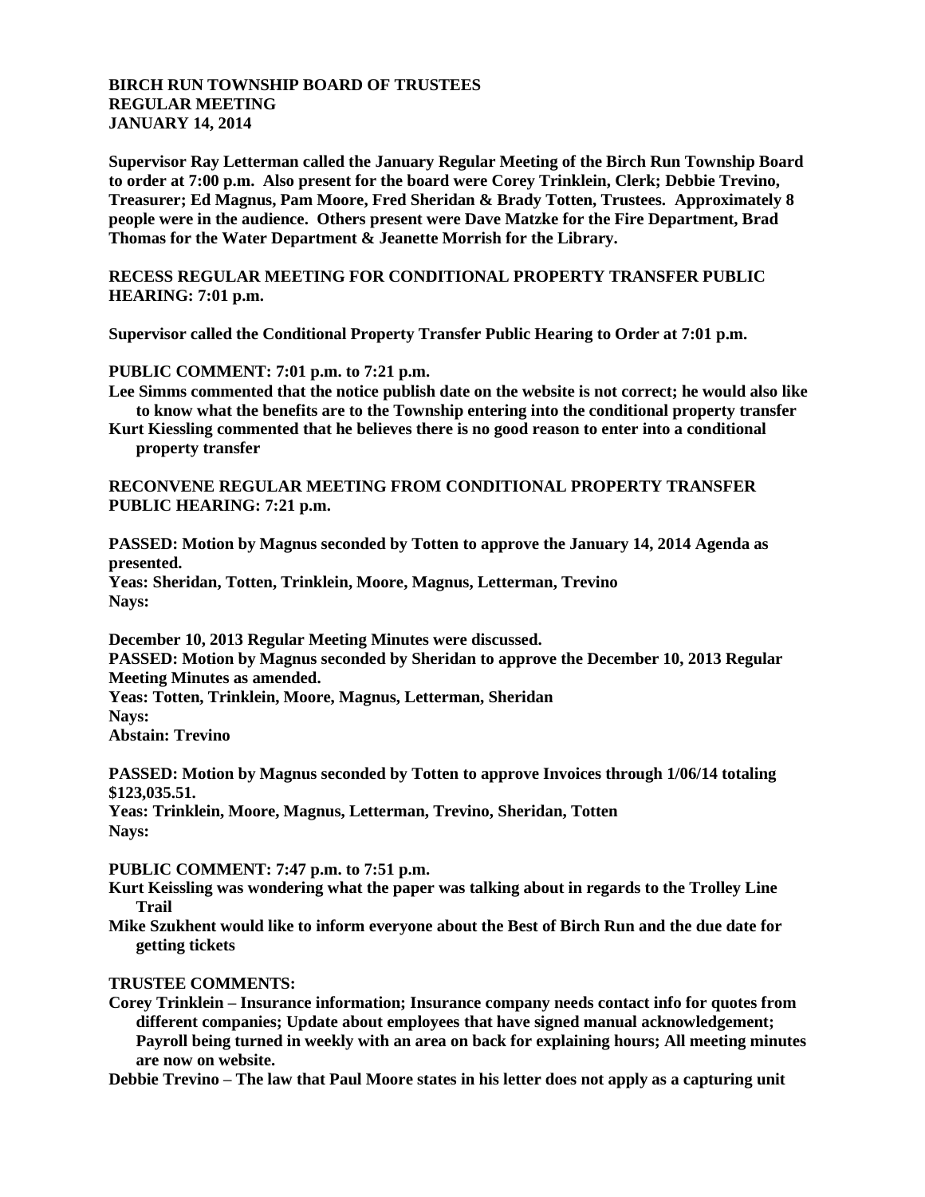**BIRCH RUN TOWNSHIP BOARD OF TRUSTEES**
**REGULAR MEETING**
**JANUARY 14, 2014**

**Supervisor Ray Letterman called the January Regular Meeting of the Birch Run Township Board to order at 7:00 p.m. Also present for the board were Corey Trinklein, Clerk; Debbie Trevino, Treasurer; Ed Magnus, Pam Moore, Fred Sheridan & Brady Totten, Trustees. Approximately 8 people were in the audience. Others present were Dave Matzke for the Fire Department, Brad Thomas for the Water Department & Jeanette Morrish for the Library.**

**RECESS REGULAR MEETING FOR CONDITIONAL PROPERTY TRANSFER PUBLIC HEARING: 7:01 p.m.**

**Supervisor called the Conditional Property Transfer Public Hearing to Order at 7:01 p.m.**

**PUBLIC COMMENT: 7:01 p.m. to 7:21 p.m.**

**Lee Simms commented that the notice publish date on the website is not correct; he would also like to know what the benefits are to the Township entering into the conditional property transfer**

**Kurt Kiessling commented that he believes there is no good reason to enter into a conditional property transfer**

**RECONVENE REGULAR MEETING FROM CONDITIONAL PROPERTY TRANSFER PUBLIC HEARING: 7:21 p.m.**

**PASSED: Motion by Magnus seconded by Totten to approve the January 14, 2014 Agenda as presented.**
**Yeas: Sheridan, Totten, Trinklein, Moore, Magnus, Letterman, Trevino**
**Nays:**

**December 10, 2013 Regular Meeting Minutes were discussed.**
**PASSED: Motion by Magnus seconded by Sheridan to approve the December 10, 2013 Regular Meeting Minutes as amended.**
**Yeas: Totten, Trinklein, Moore, Magnus, Letterman, Sheridan**
**Nays:**
**Abstain: Trevino**

**PASSED: Motion by Magnus seconded by Totten to approve Invoices through 1/06/14 totaling $123,035.51.**
**Yeas: Trinklein, Moore, Magnus, Letterman, Trevino, Sheridan, Totten**
**Nays:**

**PUBLIC COMMENT: 7:47 p.m. to 7:51 p.m.**

**Kurt Keissling was wondering what the paper was talking about in regards to the Trolley Line Trail**

**Mike Szukhent would like to inform everyone about the Best of Birch Run and the due date for getting tickets**

**TRUSTEE COMMENTS:**

**Corey Trinklein – Insurance information; Insurance company needs contact info for quotes from different companies; Update about employees that have signed manual acknowledgement; Payroll being turned in weekly with an area on back for explaining hours; All meeting minutes are now on website.**

**Debbie Trevino – The law that Paul Moore states in his letter does not apply as a capturing unit**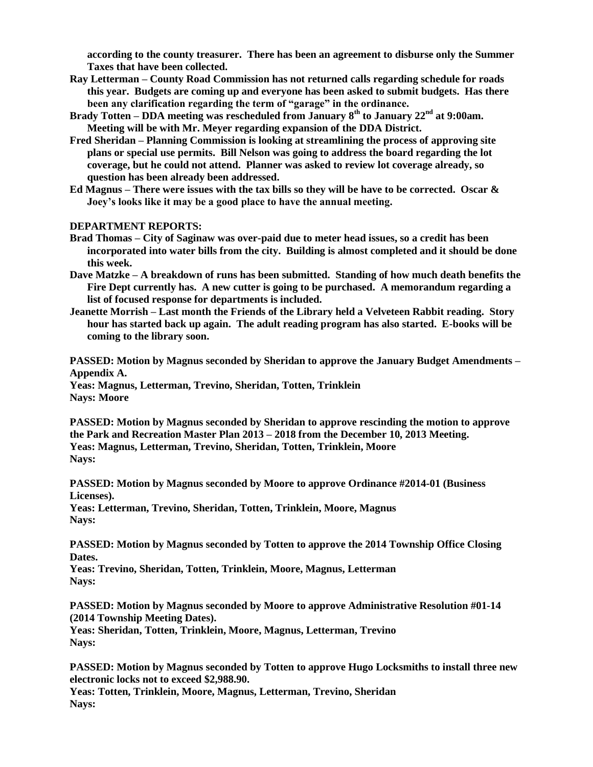**according to the county treasurer. There has been an agreement to disburse only the Summer Taxes that have been collected.**

**Ray Letterman – County Road Commission has not returned calls regarding schedule for roads this year. Budgets are coming up and everyone has been asked to submit budgets. Has there been any clarification regarding the term of "garage" in the ordinance.**

**Brady Totten – DDA meeting was rescheduled from January 8th to January 22nd at 9:00am. Meeting will be with Mr. Meyer regarding expansion of the DDA District.**

**Fred Sheridan – Planning Commission is looking at streamlining the process of approving site plans or special use permits. Bill Nelson was going to address the board regarding the lot coverage, but he could not attend. Planner was asked to review lot coverage already, so question has been already been addressed.**

**Ed Magnus – There were issues with the tax bills so they will be have to be corrected. Oscar & Joey's looks like it may be a good place to have the annual meeting.**

**DEPARTMENT REPORTS:**

**Brad Thomas – City of Saginaw was over-paid due to meter head issues, so a credit has been incorporated into water bills from the city. Building is almost completed and it should be done this week.**

**Dave Matzke – A breakdown of runs has been submitted. Standing of how much death benefits the Fire Dept currently has. A new cutter is going to be purchased. A memorandum regarding a list of focused response for departments is included.**

**Jeanette Morrish – Last month the Friends of the Library held a Velveteen Rabbit reading. Story hour has started back up again. The adult reading program has also started. E-books will be coming to the library soon.**

**PASSED: Motion by Magnus seconded by Sheridan to approve the January Budget Amendments – Appendix A.**
**Yeas: Magnus, Letterman, Trevino, Sheridan, Totten, Trinklein**
**Nays: Moore**

**PASSED: Motion by Magnus seconded by Sheridan to approve rescinding the motion to approve the Park and Recreation Master Plan 2013 – 2018 from the December 10, 2013 Meeting.**
**Yeas: Magnus, Letterman, Trevino, Sheridan, Totten, Trinklein, Moore**
**Nays:**

**PASSED: Motion by Magnus seconded by Moore to approve Ordinance #2014-01 (Business Licenses).**
**Yeas: Letterman, Trevino, Sheridan, Totten, Trinklein, Moore, Magnus**
**Nays:**

**PASSED: Motion by Magnus seconded by Totten to approve the 2014 Township Office Closing Dates.**
**Yeas: Trevino, Sheridan, Totten, Trinklein, Moore, Magnus, Letterman**
**Nays:**

**PASSED: Motion by Magnus seconded by Moore to approve Administrative Resolution #01-14 (2014 Township Meeting Dates).**
**Yeas: Sheridan, Totten, Trinklein, Moore, Magnus, Letterman, Trevino**
**Nays:**

**PASSED: Motion by Magnus seconded by Totten to approve Hugo Locksmiths to install three new electronic locks not to exceed $2,988.90.**
**Yeas: Totten, Trinklein, Moore, Magnus, Letterman, Trevino, Sheridan**
**Nays:**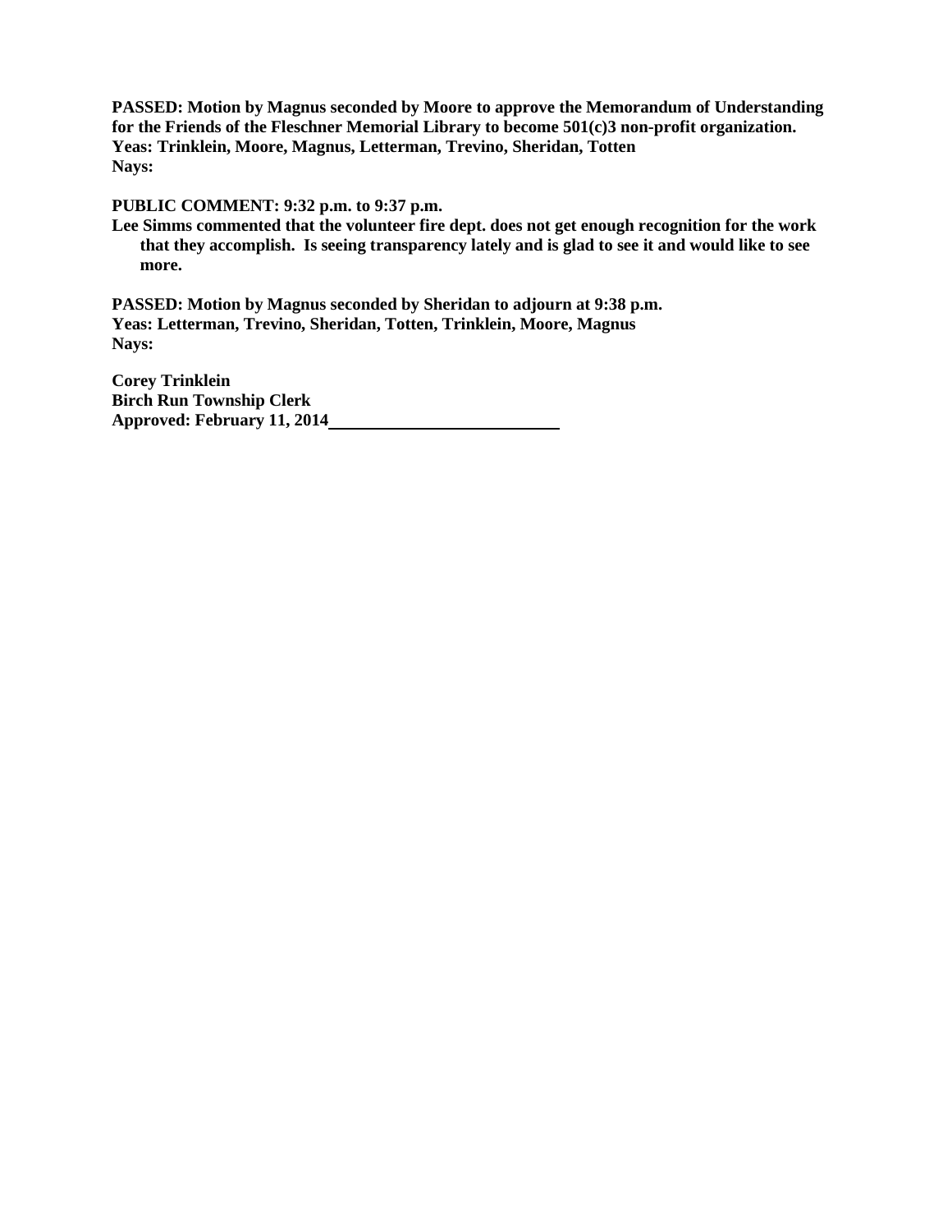**PASSED: Motion by Magnus seconded by Moore to approve the Memorandum of Understanding for the Friends of the Fleschner Memorial Library to become 501(c)3 non-profit organization.**
**Yeas: Trinklein, Moore, Magnus, Letterman, Trevino, Sheridan, Totten**
**Nays:**

**PUBLIC COMMENT: 9:32 p.m. to 9:37 p.m.**
**Lee Simms commented that the volunteer fire dept. does not get enough recognition for the work that they accomplish. Is seeing transparency lately and is glad to see it and would like to see more.**

**PASSED: Motion by Magnus seconded by Sheridan to adjourn at 9:38 p.m.**
**Yeas: Letterman, Trevino, Sheridan, Totten, Trinklein, Moore, Magnus**
**Nays:**

**Corey Trinklein**
**Birch Run Township Clerk**
**Approved: February 11, 2014**\_\_\_\_\_\_\_\_\_\_\_\_\_\_\_\_\_\_\_\_\_\_\_\_\_\_\_\_